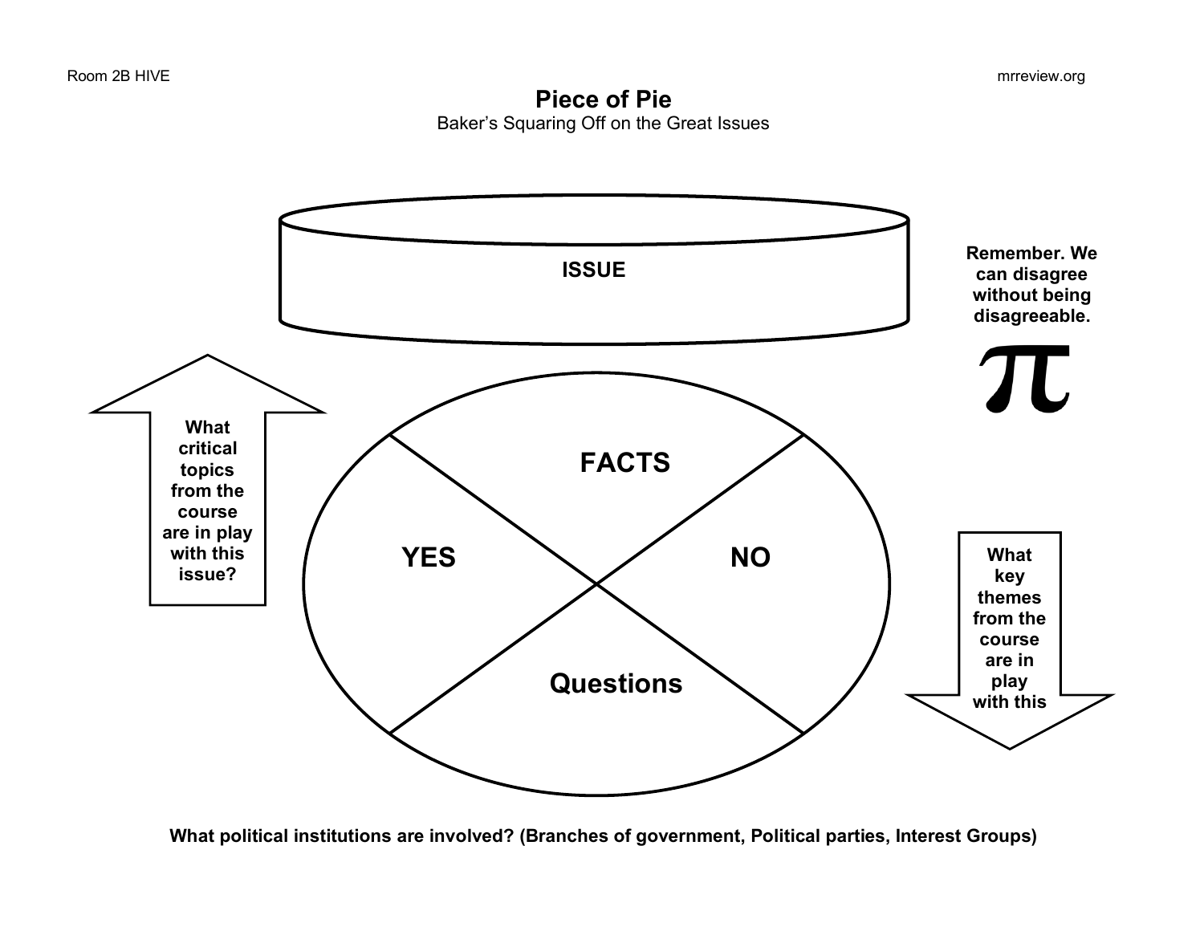Room 2B HIVE

mrreview.org

# Piece of Pie

Baker's Squaring Off on the Great Issues

**ISSUE**

**Remember. We can disagree without being disagreeable.**

π

**What critical topics from the course are in play with this issue?**

**FACTS**

**YES**

**NO**

**Questions**

**What key themes from the course are in play with this**

**What political institutions are involved? (Branches of government, Political parties, Interest Groups)**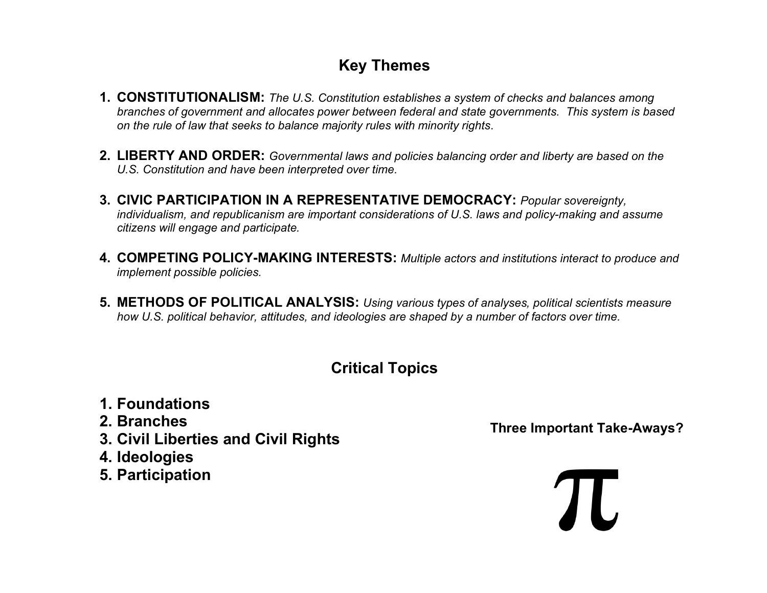## Key Themes

1. **CONSTITUTIONALISM:** *The U.S. Constitution establishes a system of checks and balances among branches of government and allocates power between federal and state governments. This system is based on the rule of law that seeks to balance majority rules with minority rights*.

2. **LIBERTY AND ORDER:** *Governmental laws and policies balancing order and liberty are based on the U.S. Constitution and have been interpreted over time.*

3. **CIVIC PARTICIPATION IN A REPRESENTATIVE DEMOCRACY:** *Popular sovereignty, individualism, and republicanism are important considerations of U.S. laws and policy-making and assume citizens will engage and participate.*

4. **COMPETING POLICY-MAKING INTERESTS:** *Multiple actors and institutions interact to produce and implement possible policies.*

5. **METHODS OF POLITICAL ANALYSIS:** *Using various types of analyses, political scientists measure how U.S. political behavior, attitudes, and ideologies are shaped by a number of factors over time.*

## Critical Topics

1. **Foundations**
2. **Branches**
3. **Civil Liberties and Civil Rights**
4. **Ideologies**
5. **Participation**

**Three Important Take-Aways?**

$\pi$